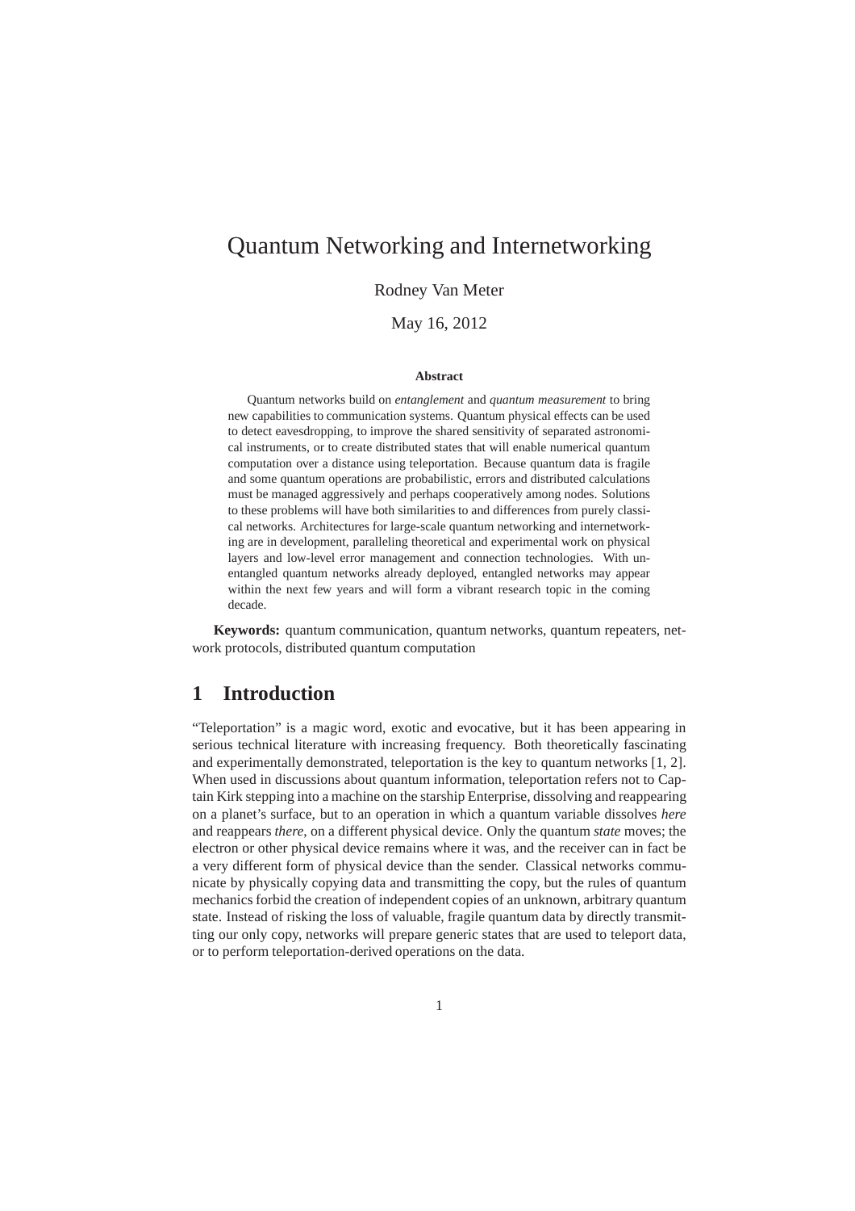# Quantum Networking and Internetworking

Rodney Van Meter

May 16, 2012

**Abstract**

Quantum networks build on *entanglement* and *quantum measurement* to bring new capabilities to communication systems. Quantum physical effects can be used to detect eavesdropping, to improve the shared sensitivity of separated astronomical instruments, or to create distributed states that will enable numerical quantum computation over a distance using teleportation. Because quantum data is fragile and some quantum operations are probabilistic, errors and distributed calculations must be managed aggressively and perhaps cooperatively among nodes. Solutions to these problems will have both similarities to and differences from purely classical networks. Architectures for large-scale quantum networking and internetworking are in development, paralleling theoretical and experimental work on physical layers and low-level error management and connection technologies. With unentangled quantum networks already deployed, entangled networks may appear within the next few years and will form a vibrant research topic in the coming decade.

**Keywords:** quantum communication, quantum networks, quantum repeaters, network protocols, distributed quantum computation

## 1 Introduction

"Teleportation" is a magic word, exotic and evocative, but it has been appearing in serious technical literature with increasing frequency. Both theoretically fascinating and experimentally demonstrated, teleportation is the key to quantum networks [1, 2]. When used in discussions about quantum information, teleportation refers not to Captain Kirk stepping into a machine on the starship Enterprise, dissolving and reappearing on a planet's surface, but to an operation in which a quantum variable dissolves *here* and reappears *there*, on a different physical device. Only the quantum *state* moves; the electron or other physical device remains where it was, and the receiver can in fact be a very different form of physical device than the sender. Classical networks communicate by physically copying data and transmitting the copy, but the rules of quantum mechanics forbid the creation of independent copies of an unknown, arbitrary quantum state. Instead of risking the loss of valuable, fragile quantum data by directly transmitting our only copy, networks will prepare generic states that are used to teleport data, or to perform teleportation-derived operations on the data.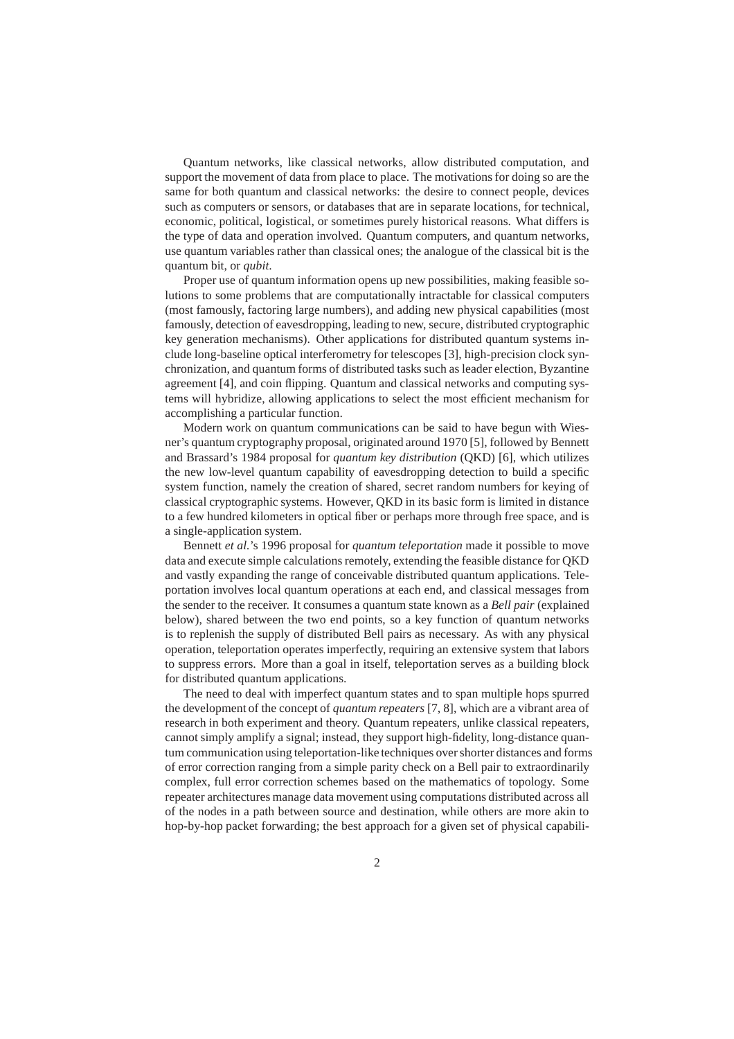Quantum networks, like classical networks, allow distributed computation, and support the movement of data from place to place. The motivations for doing so are the same for both quantum and classical networks: the desire to connect people, devices such as computers or sensors, or databases that are in separate locations, for technical, economic, political, logistical, or sometimes purely historical reasons. What differs is the type of data and operation involved. Quantum computers, and quantum networks, use quantum variables rather than classical ones; the analogue of the classical bit is the quantum bit, or *qubit*.

Proper use of quantum information opens up new possibilities, making feasible solutions to some problems that are computationally intractable for classical computers (most famously, factoring large numbers), and adding new physical capabilities (most famously, detection of eavesdropping, leading to new, secure, distributed cryptographic key generation mechanisms). Other applications for distributed quantum systems include long-baseline optical interferometry for telescopes [3], high-precision clock synchronization, and quantum forms of distributed tasks such as leader election, Byzantine agreement [4], and coin flipping. Quantum and classical networks and computing systems will hybridize, allowing applications to select the most efficient mechanism for accomplishing a particular function.

Modern work on quantum communications can be said to have begun with Wiesner's quantum cryptography proposal, originated around 1970 [5], followed by Bennett and Brassard's 1984 proposal for *quantum key distribution* (QKD) [6], which utilizes the new low-level quantum capability of eavesdropping detection to build a specific system function, namely the creation of shared, secret random numbers for keying of classical cryptographic systems. However, QKD in its basic form is limited in distance to a few hundred kilometers in optical fiber or perhaps more through free space, and is a single-application system.

Bennett *et al.*'s 1996 proposal for *quantum teleportation* made it possible to move data and execute simple calculations remotely, extending the feasible distance for QKD and vastly expanding the range of conceivable distributed quantum applications. Teleportation involves local quantum operations at each end, and classical messages from the sender to the receiver. It consumes a quantum state known as a *Bell pair* (explained below), shared between the two end points, so a key function of quantum networks is to replenish the supply of distributed Bell pairs as necessary. As with any physical operation, teleportation operates imperfectly, requiring an extensive system that labors to suppress errors. More than a goal in itself, teleportation serves as a building block for distributed quantum applications.

The need to deal with imperfect quantum states and to span multiple hops spurred the development of the concept of *quantum repeaters* [7, 8], which are a vibrant area of research in both experiment and theory. Quantum repeaters, unlike classical repeaters, cannot simply amplify a signal; instead, they support high-fidelity, long-distance quantum communication using teleportation-like techniques over shorter distances and forms of error correction ranging from a simple parity check on a Bell pair to extraordinarily complex, full error correction schemes based on the mathematics of topology. Some repeater architectures manage data movement using computations distributed across all of the nodes in a path between source and destination, while others are more akin to hop-by-hop packet forwarding; the best approach for a given set of physical capabili-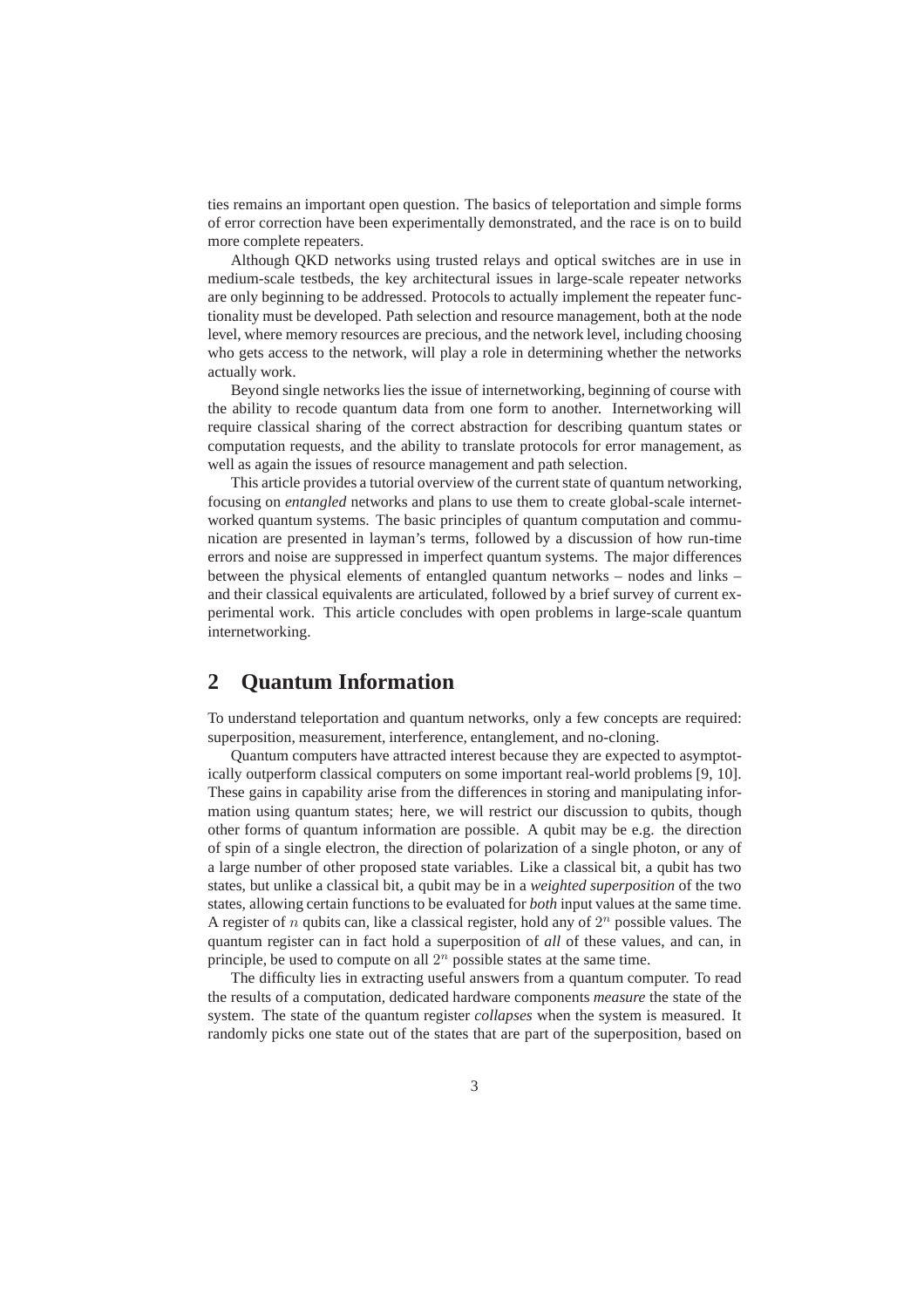ties remains an important open question. The basics of teleportation and simple forms of error correction have been experimentally demonstrated, and the race is on to build more complete repeaters.

Although QKD networks using trusted relays and optical switches are in use in medium-scale testbeds, the key architectural issues in large-scale repeater networks are only beginning to be addressed. Protocols to actually implement the repeater functionality must be developed. Path selection and resource management, both at the node level, where memory resources are precious, and the network level, including choosing who gets access to the network, will play a role in determining whether the networks actually work.

Beyond single networks lies the issue of internetworking, beginning of course with the ability to recode quantum data from one form to another. Internetworking will require classical sharing of the correct abstraction for describing quantum states or computation requests, and the ability to translate protocols for error management, as well as again the issues of resource management and path selection.

This article provides a tutorial overview of the current state of quantum networking, focusing on *entangled* networks and plans to use them to create global-scale internetworked quantum systems. The basic principles of quantum computation and communication are presented in layman's terms, followed by a discussion of how run-time errors and noise are suppressed in imperfect quantum systems. The major differences between the physical elements of entangled quantum networks – nodes and links – and their classical equivalents are articulated, followed by a brief survey of current experimental work. This article concludes with open problems in large-scale quantum internetworking.

## 2 Quantum Information

To understand teleportation and quantum networks, only a few concepts are required: superposition, measurement, interference, entanglement, and no-cloning.

Quantum computers have attracted interest because they are expected to asymptotically outperform classical computers on some important real-world problems [9, 10]. These gains in capability arise from the differences in storing and manipulating information using quantum states; here, we will restrict our discussion to qubits, though other forms of quantum information are possible. A qubit may be e.g. the direction of spin of a single electron, the direction of polarization of a single photon, or any of a large number of other proposed state variables. Like a classical bit, a qubit has two states, but unlike a classical bit, a qubit may be in a *weighted superposition* of the two states, allowing certain functions to be evaluated for *both* input values at the same time. A register of $n$ qubits can, like a classical register, hold any of $2^n$ possible values. The quantum register can in fact hold a superposition of *all* of these values, and can, in principle, be used to compute on all $2^n$ possible states at the same time.

The difficulty lies in extracting useful answers from a quantum computer. To read the results of a computation, dedicated hardware components *measure* the state of the system. The state of the quantum register *collapses* when the system is measured. It randomly picks one state out of the states that are part of the superposition, based on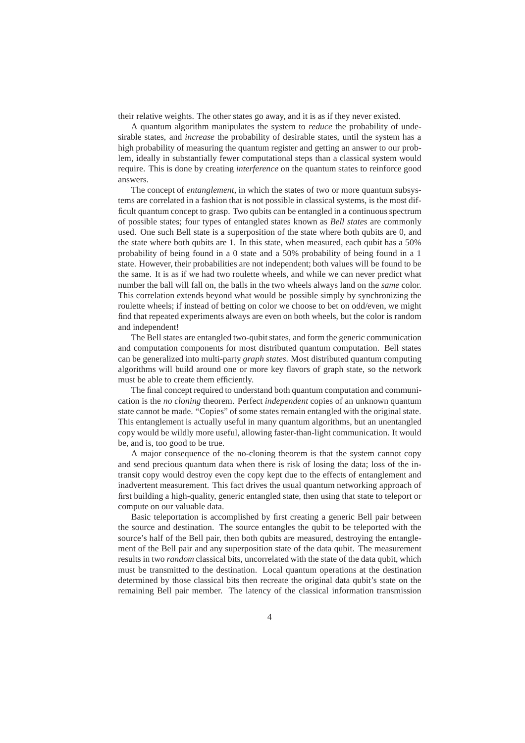their relative weights. The other states go away, and it is as if they never existed.

A quantum algorithm manipulates the system to *reduce* the probability of undesirable states, and *increase* the probability of desirable states, until the system has a high probability of measuring the quantum register and getting an answer to our problem, ideally in substantially fewer computational steps than a classical system would require. This is done by creating *interference* on the quantum states to reinforce good answers.

The concept of *entanglement*, in which the states of two or more quantum subsystems are correlated in a fashion that is not possible in classical systems, is the most difficult quantum concept to grasp. Two qubits can be entangled in a continuous spectrum of possible states; four types of entangled states known as *Bell states* are commonly used. One such Bell state is a superposition of the state where both qubits are 0, and the state where both qubits are 1. In this state, when measured, each qubit has a 50% probability of being found in a 0 state and a 50% probability of being found in a 1 state. However, their probabilities are not independent; both values will be found to be the same. It is as if we had two roulette wheels, and while we can never predict what number the ball will fall on, the balls in the two wheels always land on the *same* color. This correlation extends beyond what would be possible simply by synchronizing the roulette wheels; if instead of betting on color we choose to bet on odd/even, we might find that repeated experiments always are even on both wheels, but the color is random and independent!

The Bell states are entangled two-qubit states, and form the generic communication and computation components for most distributed quantum computation. Bell states can be generalized into multi-party *graph states*. Most distributed quantum computing algorithms will build around one or more key flavors of graph state, so the network must be able to create them efficiently.

The final concept required to understand both quantum computation and communication is the *no cloning* theorem. Perfect *independent* copies of an unknown quantum state cannot be made. "Copies" of some states remain entangled with the original state. This entanglement is actually useful in many quantum algorithms, but an unentangled copy would be wildly more useful, allowing faster-than-light communication. It would be, and is, too good to be true.

A major consequence of the no-cloning theorem is that the system cannot copy and send precious quantum data when there is risk of losing the data; loss of the in-transit copy would destroy even the copy kept due to the effects of entanglement and inadvertent measurement. This fact drives the usual quantum networking approach of first building a high-quality, generic entangled state, then using that state to teleport or compute on our valuable data.

Basic teleportation is accomplished by first creating a generic Bell pair between the source and destination. The source entangles the qubit to be teleported with the source's half of the Bell pair, then both qubits are measured, destroying the entanglement of the Bell pair and any superposition state of the data qubit. The measurement results in two *random* classical bits, uncorrelated with the state of the data qubit, which must be transmitted to the destination. Local quantum operations at the destination determined by those classical bits then recreate the original data qubit's state on the remaining Bell pair member. The latency of the classical information transmission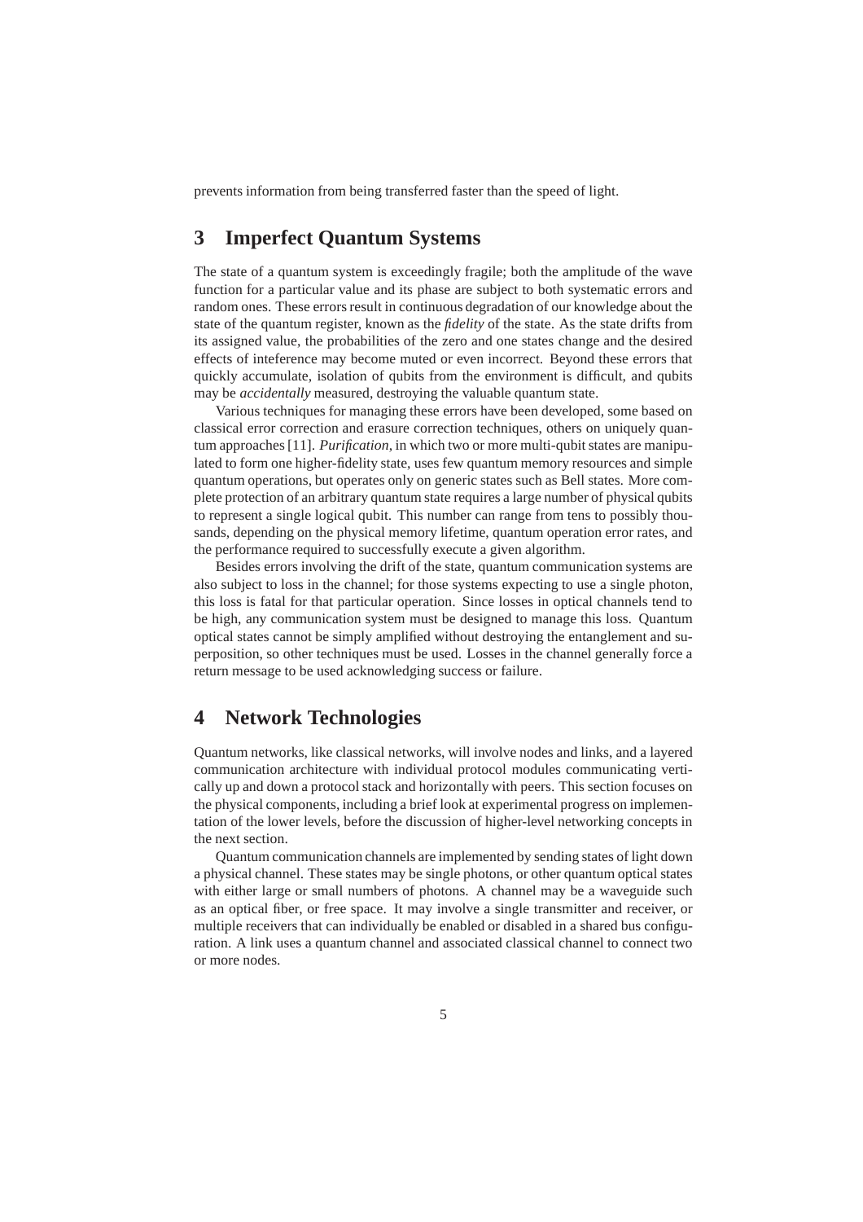prevents information from being transferred faster than the speed of light.

## 3 Imperfect Quantum Systems

The state of a quantum system is exceedingly fragile; both the amplitude of the wave function for a particular value and its phase are subject to both systematic errors and random ones. These errors result in continuous degradation of our knowledge about the state of the quantum register, known as the *fidelity* of the state. As the state drifts from its assigned value, the probabilities of the zero and one states change and the desired effects of inteference may become muted or even incorrect. Beyond these errors that quickly accumulate, isolation of qubits from the environment is difficult, and qubits may be *accidentally* measured, destroying the valuable quantum state.

Various techniques for managing these errors have been developed, some based on classical error correction and erasure correction techniques, others on uniquely quantum approaches [11]. *Purification*, in which two or more multi-qubit states are manipulated to form one higher-fidelity state, uses few quantum memory resources and simple quantum operations, but operates only on generic states such as Bell states. More complete protection of an arbitrary quantum state requires a large number of physical qubits to represent a single logical qubit. This number can range from tens to possibly thousands, depending on the physical memory lifetime, quantum operation error rates, and the performance required to successfully execute a given algorithm.

Besides errors involving the drift of the state, quantum communication systems are also subject to loss in the channel; for those systems expecting to use a single photon, this loss is fatal for that particular operation. Since losses in optical channels tend to be high, any communication system must be designed to manage this loss. Quantum optical states cannot be simply amplified without destroying the entanglement and superposition, so other techniques must be used. Losses in the channel generally force a return message to be used acknowledging success or failure.

## 4 Network Technologies

Quantum networks, like classical networks, will involve nodes and links, and a layered communication architecture with individual protocol modules communicating vertically up and down a protocol stack and horizontally with peers. This section focuses on the physical components, including a brief look at experimental progress on implementation of the lower levels, before the discussion of higher-level networking concepts in the next section.

Quantum communication channels are implemented by sending states of light down a physical channel. These states may be single photons, or other quantum optical states with either large or small numbers of photons. A channel may be a waveguide such as an optical fiber, or free space. It may involve a single transmitter and receiver, or multiple receivers that can individually be enabled or disabled in a shared bus configuration. A link uses a quantum channel and associated classical channel to connect two or more nodes.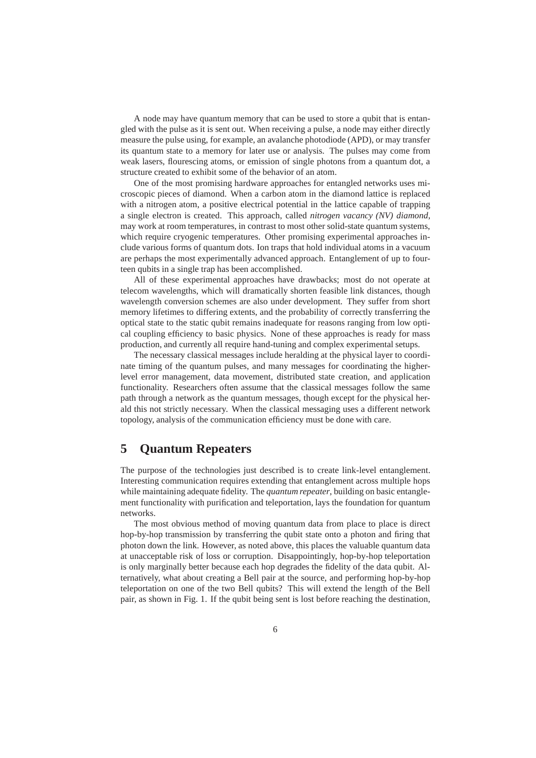A node may have quantum memory that can be used to store a qubit that is entangled with the pulse as it is sent out. When receiving a pulse, a node may either directly measure the pulse using, for example, an avalanche photodiode (APD), or may transfer its quantum state to a memory for later use or analysis. The pulses may come from weak lasers, flourescing atoms, or emission of single photons from a quantum dot, a structure created to exhibit some of the behavior of an atom.

One of the most promising hardware approaches for entangled networks uses microscopic pieces of diamond. When a carbon atom in the diamond lattice is replaced with a nitrogen atom, a positive electrical potential in the lattice capable of trapping a single electron is created. This approach, called *nitrogen vacancy (NV) diamond*, may work at room temperatures, in contrast to most other solid-state quantum systems, which require cryogenic temperatures. Other promising experimental approaches include various forms of quantum dots. Ion traps that hold individual atoms in a vacuum are perhaps the most experimentally advanced approach. Entanglement of up to fourteen qubits in a single trap has been accomplished.

All of these experimental approaches have drawbacks; most do not operate at telecom wavelengths, which will dramatically shorten feasible link distances, though wavelength conversion schemes are also under development. They suffer from short memory lifetimes to differing extents, and the probability of correctly transferring the optical state to the static qubit remains inadequate for reasons ranging from low optical coupling efficiency to basic physics. None of these approaches is ready for mass production, and currently all require hand-tuning and complex experimental setups.

The necessary classical messages include heralding at the physical layer to coordinate timing of the quantum pulses, and many messages for coordinating the higher-level error management, data movement, distributed state creation, and application functionality. Researchers often assume that the classical messages follow the same path through a network as the quantum messages, though except for the physical herald this not strictly necessary. When the classical messaging uses a different network topology, analysis of the communication efficiency must be done with care.

# 5 Quantum Repeaters

The purpose of the technologies just described is to create link-level entanglement. Interesting communication requires extending that entanglement across multiple hops while maintaining adequate fidelity. The *quantum repeater*, building on basic entanglement functionality with purification and teleportation, lays the foundation for quantum networks.

The most obvious method of moving quantum data from place to place is direct hop-by-hop transmission by transferring the qubit state onto a photon and firing that photon down the link. However, as noted above, this places the valuable quantum data at unacceptable risk of loss or corruption. Disappointingly, hop-by-hop teleportation is only marginally better because each hop degrades the fidelity of the data qubit. Alternatively, what about creating a Bell pair at the source, and performing hop-by-hop teleportation on one of the two Bell qubits? This will extend the length of the Bell pair, as shown in Fig. 1. If the qubit being sent is lost before reaching the destination,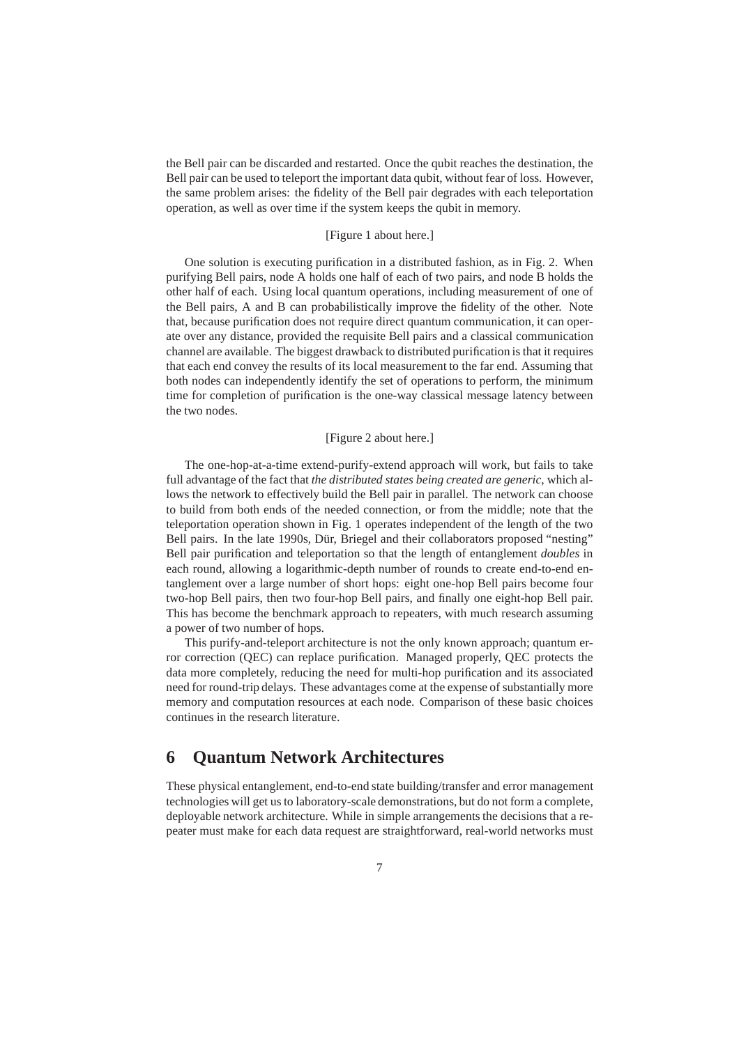the Bell pair can be discarded and restarted. Once the qubit reaches the destination, the Bell pair can be used to teleport the important data qubit, without fear of loss. However, the same problem arises: the fidelity of the Bell pair degrades with each teleportation operation, as well as over time if the system keeps the qubit in memory.

[Figure 1 about here.]

One solution is executing purification in a distributed fashion, as in Fig. 2. When purifying Bell pairs, node A holds one half of each of two pairs, and node B holds the other half of each. Using local quantum operations, including measurement of one of the Bell pairs, A and B can probabilistically improve the fidelity of the other. Note that, because purification does not require direct quantum communication, it can operate over any distance, provided the requisite Bell pairs and a classical communication channel are available. The biggest drawback to distributed purification is that it requires that each end convey the results of its local measurement to the far end. Assuming that both nodes can independently identify the set of operations to perform, the minimum time for completion of purification is the one-way classical message latency between the two nodes.

[Figure 2 about here.]

The one-hop-at-a-time extend-purify-extend approach will work, but fails to take full advantage of the fact that *the distributed states being created are generic*, which allows the network to effectively build the Bell pair in parallel. The network can choose to build from both ends of the needed connection, or from the middle; note that the teleportation operation shown in Fig. 1 operates independent of the length of the two Bell pairs. In the late 1990s, Dür, Briegel and their collaborators proposed "nesting" Bell pair purification and teleportation so that the length of entanglement *doubles* in each round, allowing a logarithmic-depth number of rounds to create end-to-end entanglement over a large number of short hops: eight one-hop Bell pairs become four two-hop Bell pairs, then two four-hop Bell pairs, and finally one eight-hop Bell pair. This has become the benchmark approach to repeaters, with much research assuming a power of two number of hops.

This purify-and-teleport architecture is not the only known approach; quantum error correction (QEC) can replace purification. Managed properly, QEC protects the data more completely, reducing the need for multi-hop purification and its associated need for round-trip delays. These advantages come at the expense of substantially more memory and computation resources at each node. Comparison of these basic choices continues in the research literature.

# 6 Quantum Network Architectures

These physical entanglement, end-to-end state building/transfer and error management technologies will get us to laboratory-scale demonstrations, but do not form a complete, deployable network architecture. While in simple arrangements the decisions that a repeater must make for each data request are straightforward, real-world networks must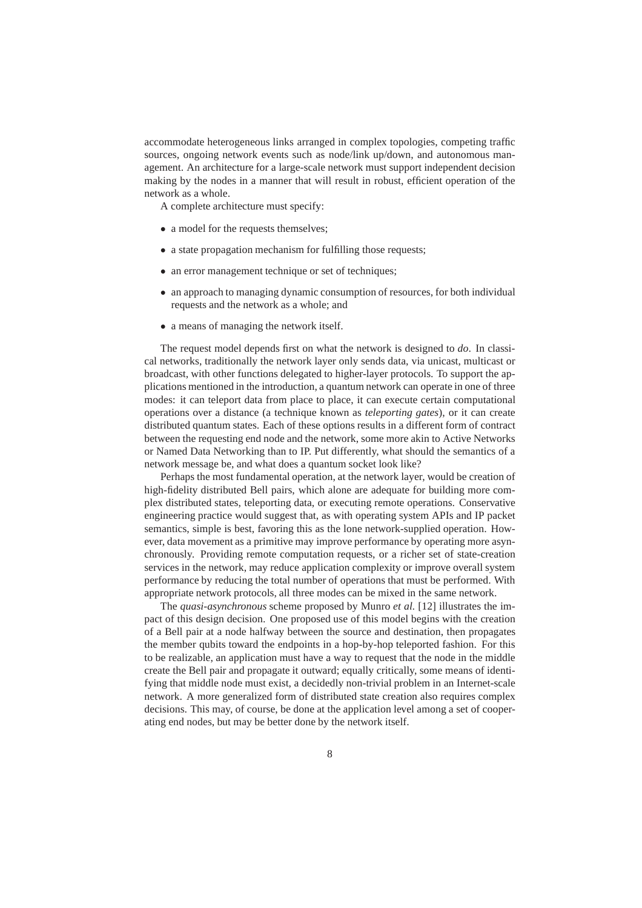accommodate heterogeneous links arranged in complex topologies, competing traffic sources, ongoing network events such as node/link up/down, and autonomous management. An architecture for a large-scale network must support independent decision making by the nodes in a manner that will result in robust, efficient operation of the network as a whole.

A complete architecture must specify:

- a model for the requests themselves;
- a state propagation mechanism for fulfilling those requests;
- an error management technique or set of techniques;
- an approach to managing dynamic consumption of resources, for both individual requests and the network as a whole; and
- a means of managing the network itself.

The request model depends first on what the network is designed to *do*. In classical networks, traditionally the network layer only sends data, via unicast, multicast or broadcast, with other functions delegated to higher-layer protocols. To support the applications mentioned in the introduction, a quantum network can operate in one of three modes: it can teleport data from place to place, it can execute certain computational operations over a distance (a technique known as *teleporting gates*), or it can create distributed quantum states. Each of these options results in a different form of contract between the requesting end node and the network, some more akin to Active Networks or Named Data Networking than to IP. Put differently, what should the semantics of a network message be, and what does a quantum socket look like?

Perhaps the most fundamental operation, at the network layer, would be creation of high-fidelity distributed Bell pairs, which alone are adequate for building more complex distributed states, teleporting data, or executing remote operations. Conservative engineering practice would suggest that, as with operating system APIs and IP packet semantics, simple is best, favoring this as the lone network-supplied operation. However, data movement as a primitive may improve performance by operating more asynchronously. Providing remote computation requests, or a richer set of state-creation services in the network, may reduce application complexity or improve overall system performance by reducing the total number of operations that must be performed. With appropriate network protocols, all three modes can be mixed in the same network.

The *quasi-asynchronous* scheme proposed by Munro *et al.* [12] illustrates the impact of this design decision. One proposed use of this model begins with the creation of a Bell pair at a node halfway between the source and destination, then propagates the member qubits toward the endpoints in a hop-by-hop teleported fashion. For this to be realizable, an application must have a way to request that the node in the middle create the Bell pair and propagate it outward; equally critically, some means of identifying that middle node must exist, a decidedly non-trivial problem in an Internet-scale network. A more generalized form of distributed state creation also requires complex decisions. This may, of course, be done at the application level among a set of cooperating end nodes, but may be better done by the network itself.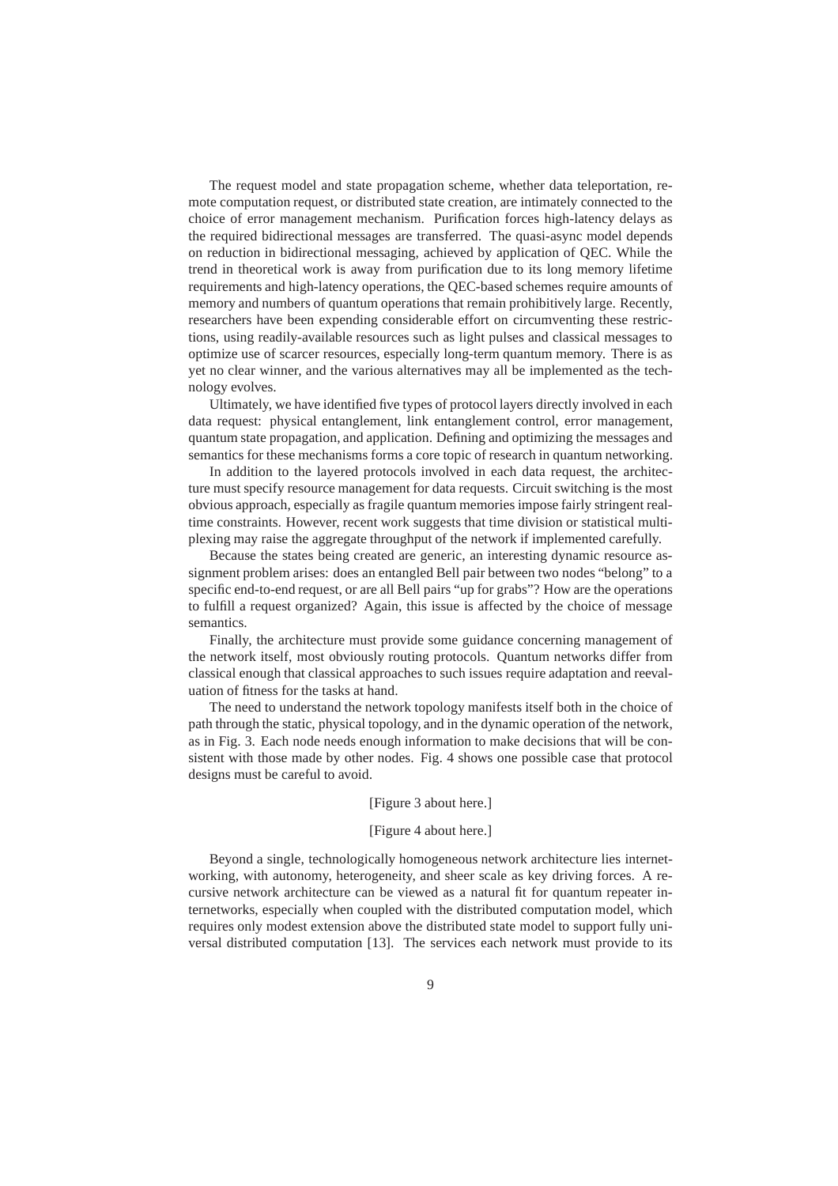The request model and state propagation scheme, whether data teleportation, remote computation request, or distributed state creation, are intimately connected to the choice of error management mechanism. Purification forces high-latency delays as the required bidirectional messages are transferred. The quasi-async model depends on reduction in bidirectional messaging, achieved by application of QEC. While the trend in theoretical work is away from purification due to its long memory lifetime requirements and high-latency operations, the QEC-based schemes require amounts of memory and numbers of quantum operations that remain prohibitively large. Recently, researchers have been expending considerable effort on circumventing these restrictions, using readily-available resources such as light pulses and classical messages to optimize use of scarcer resources, especially long-term quantum memory. There is as yet no clear winner, and the various alternatives may all be implemented as the technology evolves.

Ultimately, we have identified five types of protocol layers directly involved in each data request: physical entanglement, link entanglement control, error management, quantum state propagation, and application. Defining and optimizing the messages and semantics for these mechanisms forms a core topic of research in quantum networking.

In addition to the layered protocols involved in each data request, the architecture must specify resource management for data requests. Circuit switching is the most obvious approach, especially as fragile quantum memories impose fairly stringent real-time constraints. However, recent work suggests that time division or statistical multiplexing may raise the aggregate throughput of the network if implemented carefully.

Because the states being created are generic, an interesting dynamic resource assignment problem arises: does an entangled Bell pair between two nodes "belong" to a specific end-to-end request, or are all Bell pairs "up for grabs"? How are the operations to fulfill a request organized? Again, this issue is affected by the choice of message semantics.

Finally, the architecture must provide some guidance concerning management of the network itself, most obviously routing protocols. Quantum networks differ from classical enough that classical approaches to such issues require adaptation and reevaluation of fitness for the tasks at hand.

The need to understand the network topology manifests itself both in the choice of path through the static, physical topology, and in the dynamic operation of the network, as in Fig. 3. Each node needs enough information to make decisions that will be consistent with those made by other nodes. Fig. 4 shows one possible case that protocol designs must be careful to avoid.

[Figure 3 about here.]

[Figure 4 about here.]

Beyond a single, technologically homogeneous network architecture lies internetworking, with autonomy, heterogeneity, and sheer scale as key driving forces. A recursive network architecture can be viewed as a natural fit for quantum repeater internetworks, especially when coupled with the distributed computation model, which requires only modest extension above the distributed state model to support fully universal distributed computation [13]. The services each network must provide to its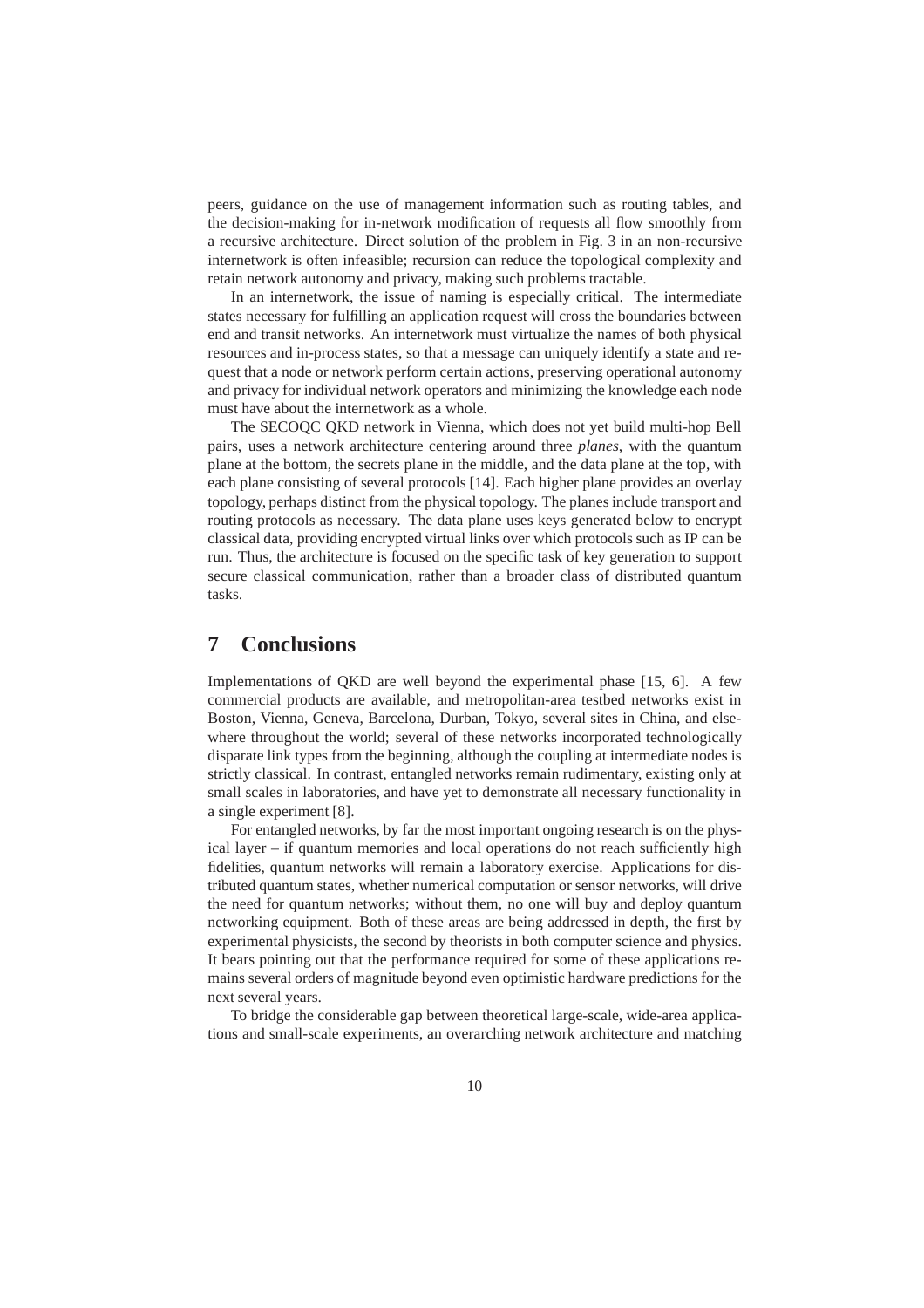peers, guidance on the use of management information such as routing tables, and the decision-making for in-network modification of requests all flow smoothly from a recursive architecture. Direct solution of the problem in Fig. 3 in an non-recursive internetwork is often infeasible; recursion can reduce the topological complexity and retain network autonomy and privacy, making such problems tractable.

In an internetwork, the issue of naming is especially critical. The intermediate states necessary for fulfilling an application request will cross the boundaries between end and transit networks. An internetwork must virtualize the names of both physical resources and in-process states, so that a message can uniquely identify a state and request that a node or network perform certain actions, preserving operational autonomy and privacy for individual network operators and minimizing the knowledge each node must have about the internetwork as a whole.

The SECOQC QKD network in Vienna, which does not yet build multi-hop Bell pairs, uses a network architecture centering around three *planes*, with the quantum plane at the bottom, the secrets plane in the middle, and the data plane at the top, with each plane consisting of several protocols [14]. Each higher plane provides an overlay topology, perhaps distinct from the physical topology. The planes include transport and routing protocols as necessary. The data plane uses keys generated below to encrypt classical data, providing encrypted virtual links over which protocols such as IP can be run. Thus, the architecture is focused on the specific task of key generation to support secure classical communication, rather than a broader class of distributed quantum tasks.

# 7 Conclusions

Implementations of QKD are well beyond the experimental phase [15, 6]. A few commercial products are available, and metropolitan-area testbed networks exist in Boston, Vienna, Geneva, Barcelona, Durban, Tokyo, several sites in China, and elsewhere throughout the world; several of these networks incorporated technologically disparate link types from the beginning, although the coupling at intermediate nodes is strictly classical. In contrast, entangled networks remain rudimentary, existing only at small scales in laboratories, and have yet to demonstrate all necessary functionality in a single experiment [8].

For entangled networks, by far the most important ongoing research is on the physical layer – if quantum memories and local operations do not reach sufficiently high fidelities, quantum networks will remain a laboratory exercise. Applications for distributed quantum states, whether numerical computation or sensor networks, will drive the need for quantum networks; without them, no one will buy and deploy quantum networking equipment. Both of these areas are being addressed in depth, the first by experimental physicists, the second by theorists in both computer science and physics. It bears pointing out that the performance required for some of these applications remains several orders of magnitude beyond even optimistic hardware predictions for the next several years.

To bridge the considerable gap between theoretical large-scale, wide-area applications and small-scale experiments, an overarching network architecture and matching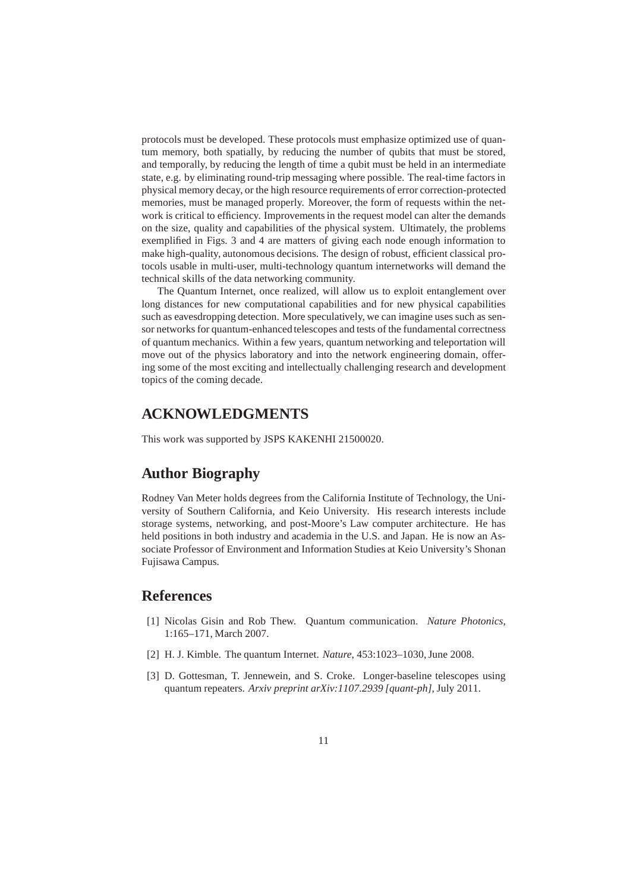protocols must be developed. These protocols must emphasize optimized use of quantum memory, both spatially, by reducing the number of qubits that must be stored, and temporally, by reducing the length of time a qubit must be held in an intermediate state, e.g. by eliminating round-trip messaging where possible. The real-time factors in physical memory decay, or the high resource requirements of error correction-protected memories, must be managed properly. Moreover, the form of requests within the network is critical to efficiency. Improvements in the request model can alter the demands on the size, quality and capabilities of the physical system. Ultimately, the problems exemplified in Figs. 3 and 4 are matters of giving each node enough information to make high-quality, autonomous decisions. The design of robust, efficient classical protocols usable in multi-user, multi-technology quantum internetworks will demand the technical skills of the data networking community.

The Quantum Internet, once realized, will allow us to exploit entanglement over long distances for new computational capabilities and for new physical capabilities such as eavesdropping detection. More speculatively, we can imagine uses such as sensor networks for quantum-enhanced telescopes and tests of the fundamental correctness of quantum mechanics. Within a few years, quantum networking and teleportation will move out of the physics laboratory and into the network engineering domain, offering some of the most exciting and intellectually challenging research and development topics of the coming decade.

## ACKNOWLEDGMENTS

This work was supported by JSPS KAKENHI 21500020.

## Author Biography

Rodney Van Meter holds degrees from the California Institute of Technology, the University of Southern California, and Keio University. His research interests include storage systems, networking, and post-Moore's Law computer architecture. He has held positions in both industry and academia in the U.S. and Japan. He is now an Associate Professor of Environment and Information Studies at Keio University's Shonan Fujisawa Campus.

## References

[1] Nicolas Gisin and Rob Thew. Quantum communication. *Nature Photonics*, 1:165–171, March 2007.

[2] H. J. Kimble. The quantum Internet. *Nature*, 453:1023–1030, June 2008.

[3] D. Gottesman, T. Jennewein, and S. Croke. Longer-baseline telescopes using quantum repeaters. *Arxiv preprint arXiv:1107.2939 [quant-ph]*, July 2011.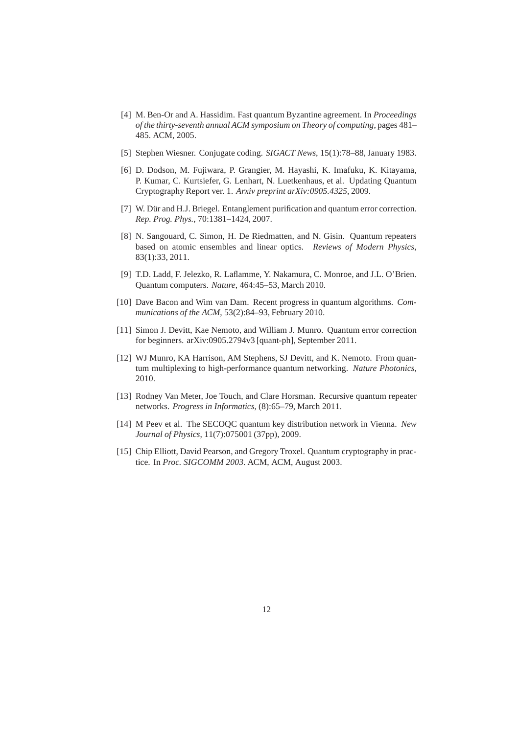[4] M. Ben-Or and A. Hassidim. Fast quantum Byzantine agreement. In *Proceedings of the thirty-seventh annual ACM symposium on Theory of computing*, pages 481–485. ACM, 2005.

[5] Stephen Wiesner. Conjugate coding. *SIGACT News*, 15(1):78–88, January 1983.

[6] D. Dodson, M. Fujiwara, P. Grangier, M. Hayashi, K. Imafuku, K. Kitayama, P. Kumar, C. Kurtsiefer, G. Lenhart, N. Luetkenhaus, et al. Updating Quantum Cryptography Report ver. 1. *Arxiv preprint arXiv:0905.4325*, 2009.

[7] W. Dür and H.J. Briegel. Entanglement purification and quantum error correction. *Rep. Prog. Phys.*, 70:1381–1424, 2007.

[8] N. Sangouard, C. Simon, H. De Riedmatten, and N. Gisin. Quantum repeaters based on atomic ensembles and linear optics. *Reviews of Modern Physics*, 83(1):33, 2011.

[9] T.D. Ladd, F. Jelezko, R. Laflamme, Y. Nakamura, C. Monroe, and J.L. O'Brien. Quantum computers. *Nature*, 464:45–53, March 2010.

[10] Dave Bacon and Wim van Dam. Recent progress in quantum algorithms. *Communications of the ACM*, 53(2):84–93, February 2010.

[11] Simon J. Devitt, Kae Nemoto, and William J. Munro. Quantum error correction for beginners. arXiv:0905.2794v3 [quant-ph], September 2011.

[12] WJ Munro, KA Harrison, AM Stephens, SJ Devitt, and K. Nemoto. From quantum multiplexing to high-performance quantum networking. *Nature Photonics*, 2010.

[13] Rodney Van Meter, Joe Touch, and Clare Horsman. Recursive quantum repeater networks. *Progress in Informatics*, (8):65–79, March 2011.

[14] M Peev et al. The SECOQC quantum key distribution network in Vienna. *New Journal of Physics*, 11(7):075001 (37pp), 2009.

[15] Chip Elliott, David Pearson, and Gregory Troxel. Quantum cryptography in practice. In *Proc. SIGCOMM 2003*. ACM, ACM, August 2003.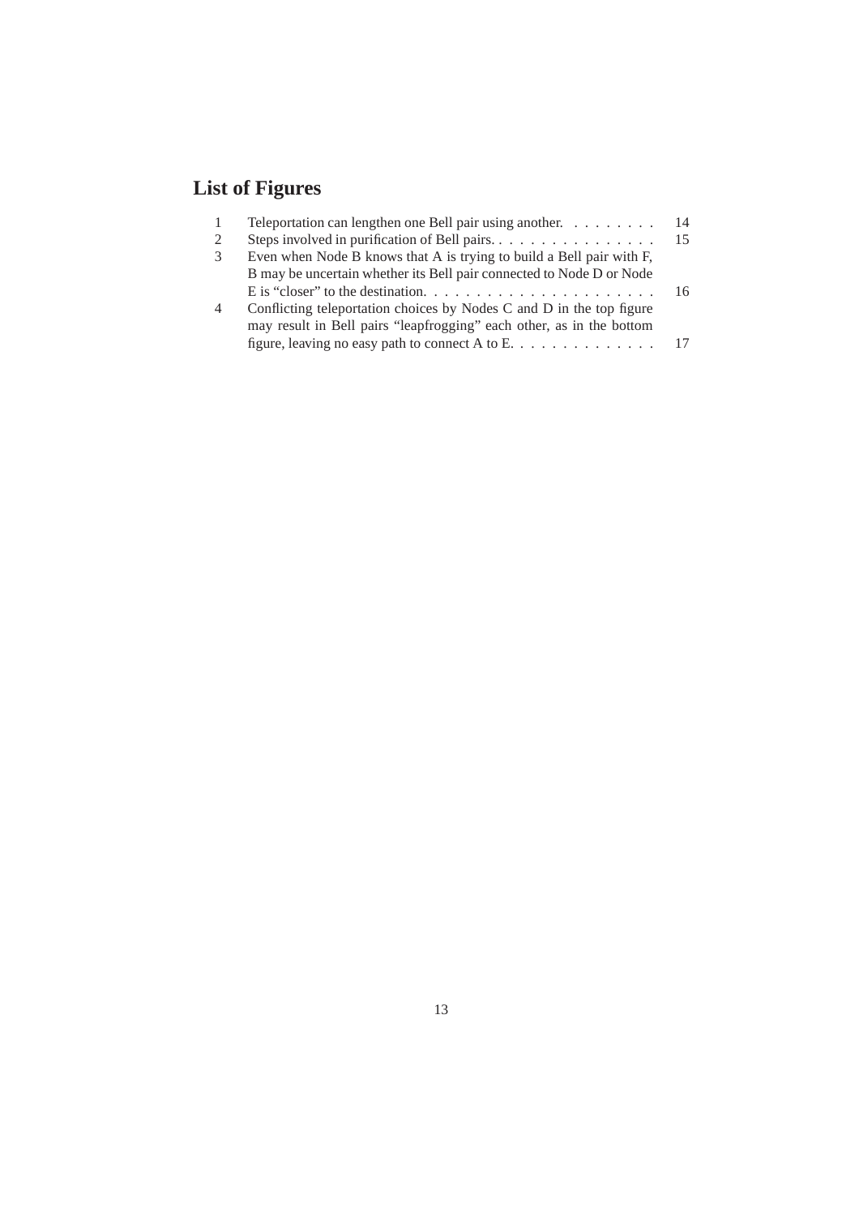# List of Figures

1. Teleportation can lengthen one Bell pair using another. . . . . . . . . 14
2. Steps involved in purification of Bell pairs. . . . . . . . . . . . . . . . 15
3. Even when Node B knows that A is trying to build a Bell pair with F, B may be uncertain whether its Bell pair connected to Node D or Node E is "closer" to the destination. . . . . . . . . . . . . . . . . . . . . . 16
4. Conflicting teleportation choices by Nodes C and D in the top figure may result in Bell pairs "leapfrogging" each other, as in the bottom figure, leaving no easy path to connect A to E. . . . . . . . . . . . . . 17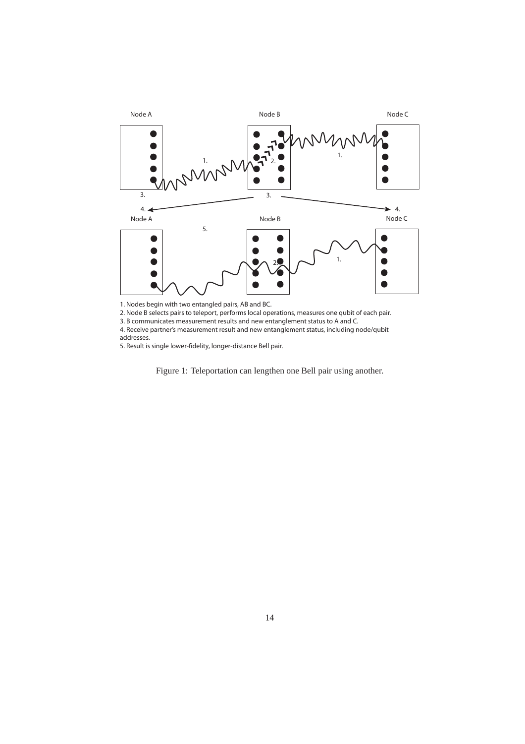Node A

Node B

Node C

1.

2.

1.

3.

3.

4.

4.

Node A

Node B

Node C

5.

2.

1.

1. Nodes begin with two entangled pairs, AB and BC.
2. Node B selects pairs to teleport, performs local operations, measures one qubit of each pair.
3. B communicates measurement results and new entanglement status to A and C.
4. Receive partner's measurement result and new entanglement status, including node/qubit addresses.
5. Result is single lower-fidelity, longer-distance Bell pair.

Figure 1: Teleportation can lengthen one Bell pair using another.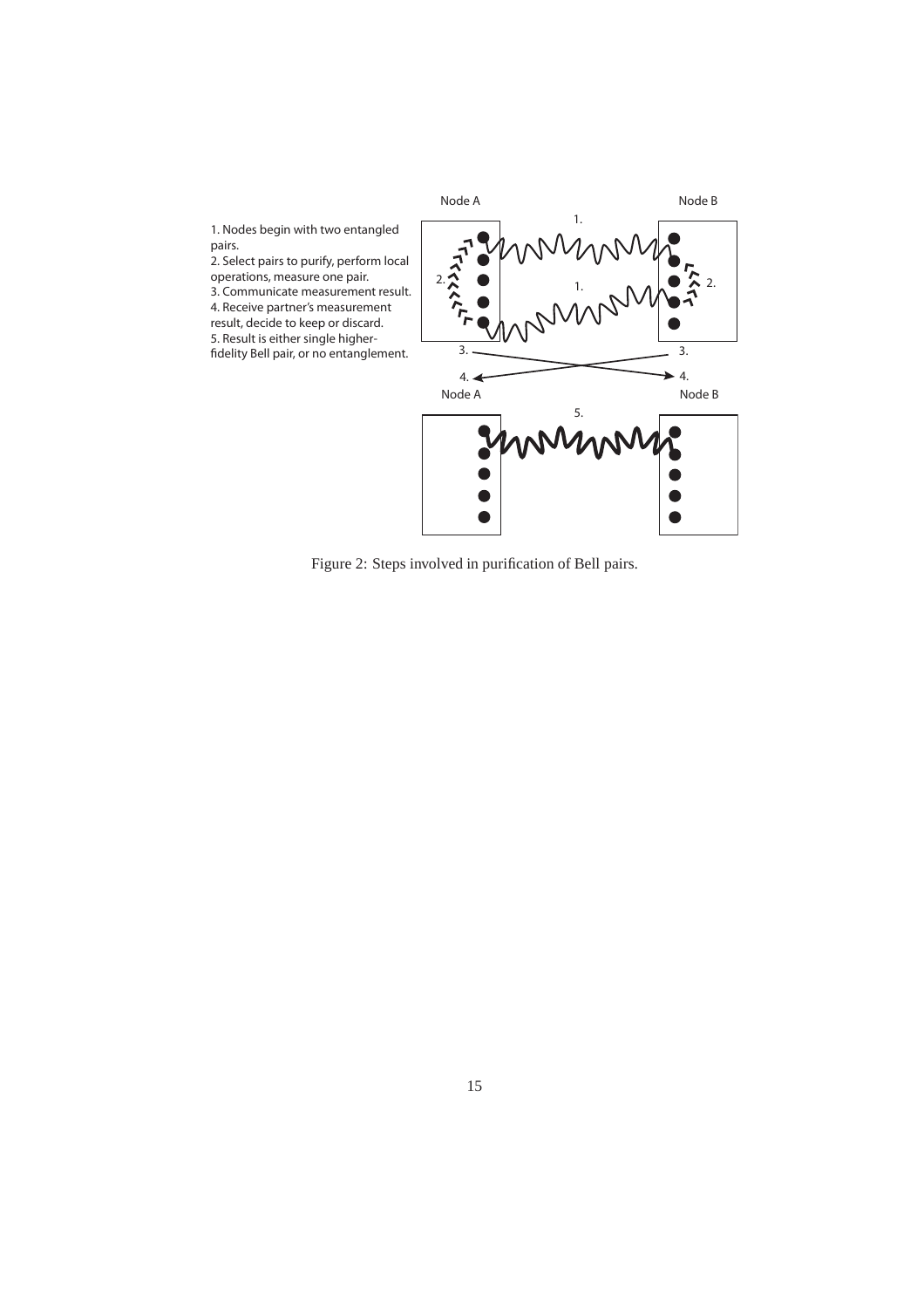1. Nodes begin with two entangled pairs.
2. Select pairs to purify, perform local operations, measure one pair.
3. Communicate measurement result.
4. Receive partner's measurement result, decide to keep or discard.
5. Result is either single higher-fidelity Bell pair, or no entanglement.

Node A

Node B

1.

2.

1.

2.

3.

3.

4.

4.

Node A

Node B

5.

Figure 2: Steps involved in purification of Bell pairs.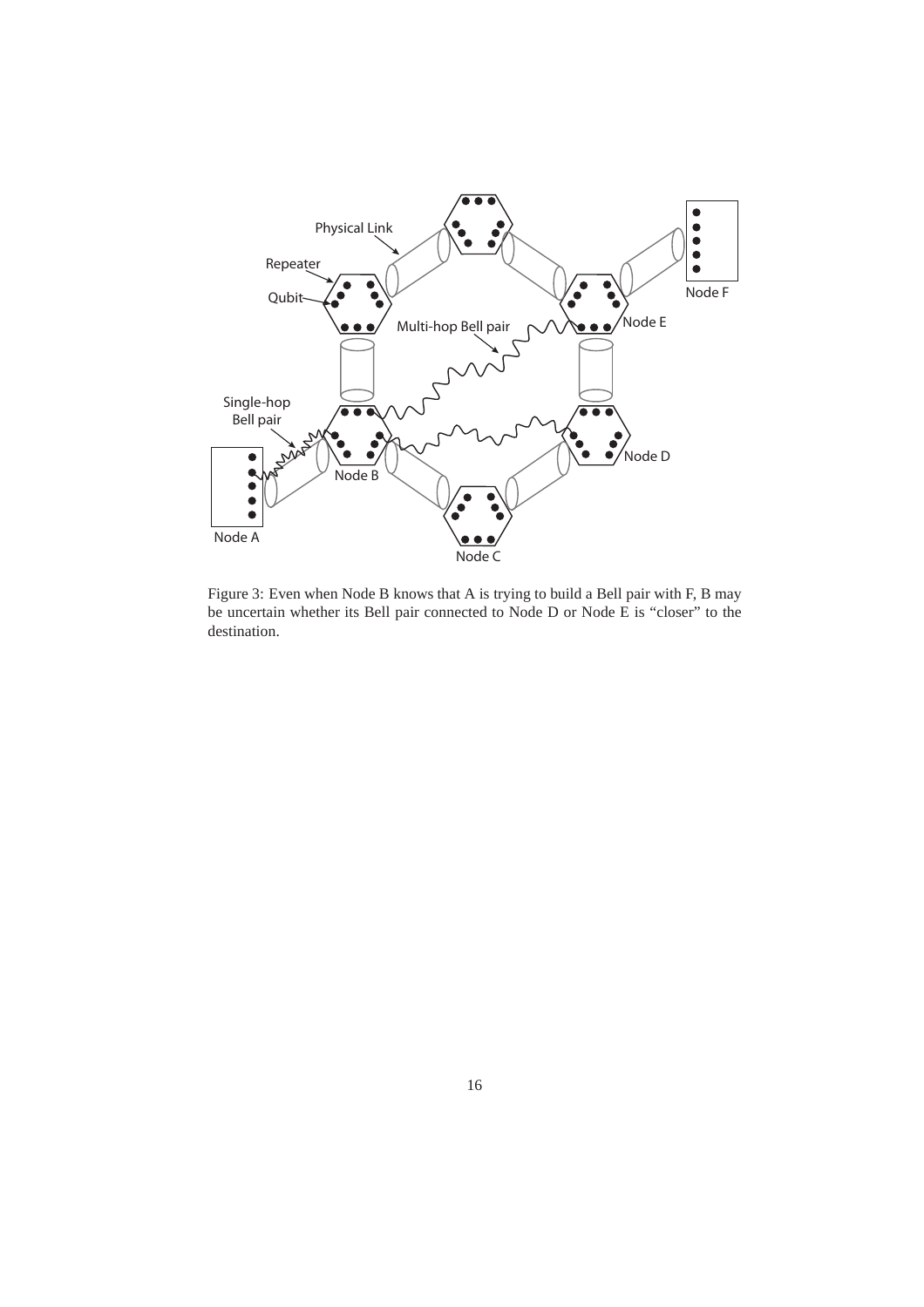Figure 3: Even when Node B knows that A is trying to build a Bell pair with F, B may be uncertain whether its Bell pair connected to Node D or Node E is "closer" to the destination.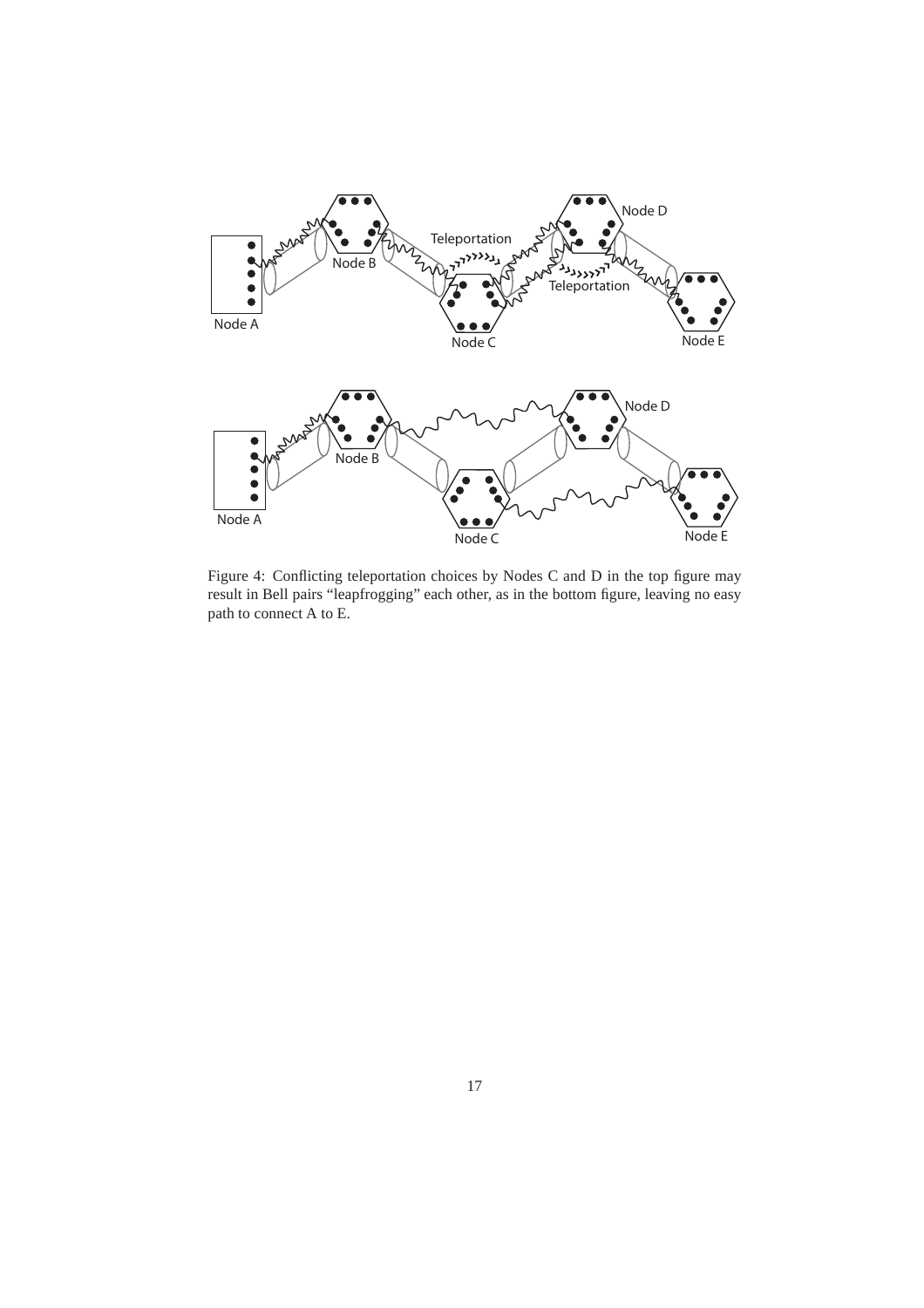Node A

Node B

Node C

Node D

Node E

Teleportation

Teleportation

Node A

Node B

Node C

Node D

Node E

Figure 4: Conflicting teleportation choices by Nodes C and D in the top figure may result in Bell pairs "leapfrogging" each other, as in the bottom figure, leaving no easy path to connect A to E.